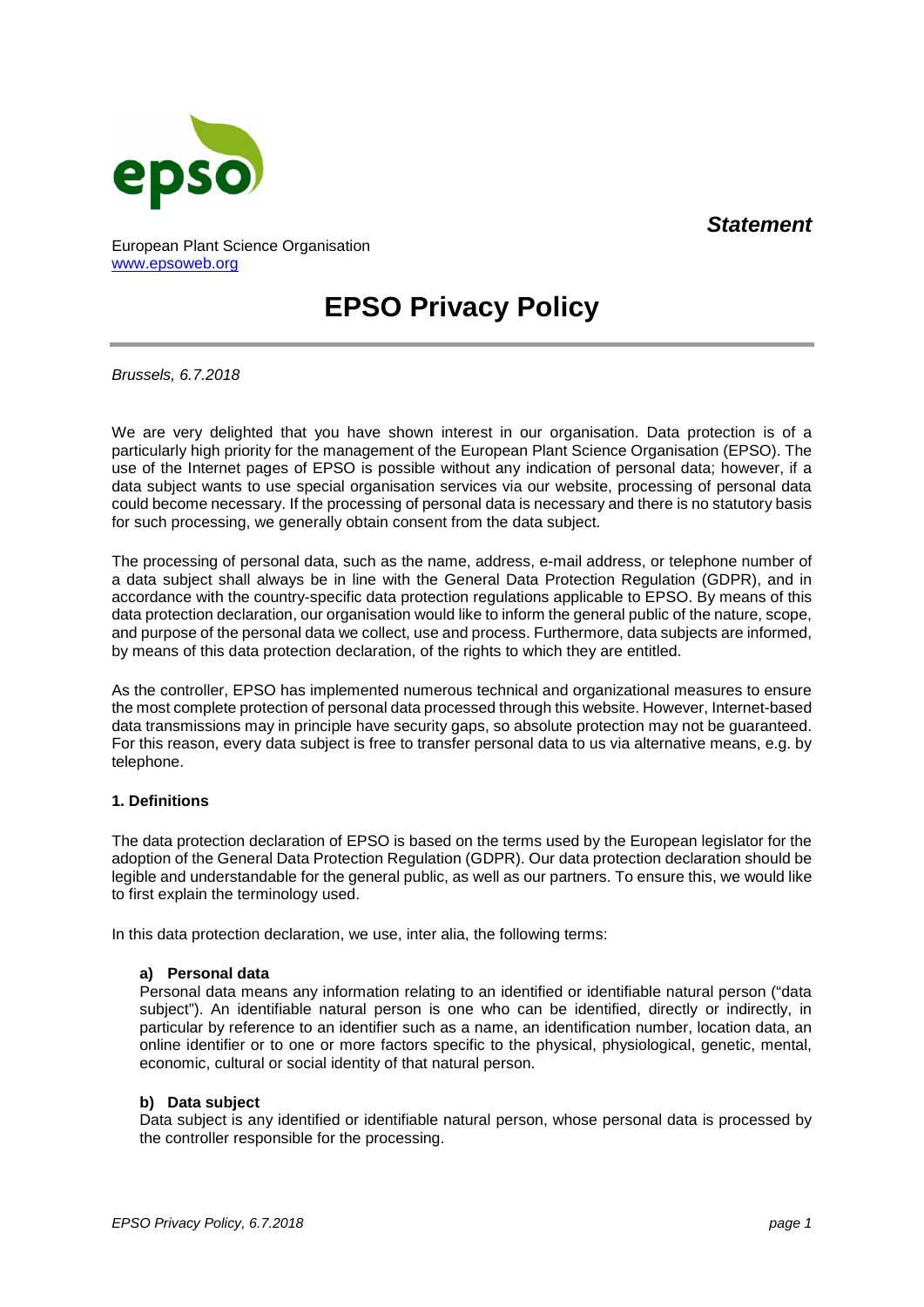*Statement*

European Plant Science Organisation
[www.epsoweb.org](http://www.epsoweb.org)

# EPSO Privacy Policy

*Brussels, 6.7.2018*

We are very delighted that you have shown interest in our organisation. Data protection is of a particularly high priority for the management of the European Plant Science Organisation (EPSO). The use of the Internet pages of EPSO is possible without any indication of personal data; however, if a data subject wants to use special organisation services via our website, processing of personal data could become necessary. If the processing of personal data is necessary and there is no statutory basis for such processing, we generally obtain consent from the data subject.

The processing of personal data, such as the name, address, e-mail address, or telephone number of a data subject shall always be in line with the General Data Protection Regulation (GDPR), and in accordance with the country-specific data protection regulations applicable to EPSO. By means of this data protection declaration, our organisation would like to inform the general public of the nature, scope, and purpose of the personal data we collect, use and process. Furthermore, data subjects are informed, by means of this data protection declaration, of the rights to which they are entitled.

As the controller, EPSO has implemented numerous technical and organizational measures to ensure the most complete protection of personal data processed through this website. However, Internet-based data transmissions may in principle have security gaps, so absolute protection may not be guaranteed. For this reason, every data subject is free to transfer personal data to us via alternative means, e.g. by telephone.

## 1. Definitions

The data protection declaration of EPSO is based on the terms used by the European legislator for the adoption of the General Data Protection Regulation (GDPR). Our data protection declaration should be legible and understandable for the general public, as well as our partners. To ensure this, we would like to first explain the terminology used.

In this data protection declaration, we use, inter alia, the following terms:

### a) Personal data

Personal data means any information relating to an identified or identifiable natural person ("data subject"). An identifiable natural person is one who can be identified, directly or indirectly, in particular by reference to an identifier such as a name, an identification number, location data, an online identifier or to one or more factors specific to the physical, physiological, genetic, mental, economic, cultural or social identity of that natural person.

### b) Data subject

Data subject is any identified or identifiable natural person, whose personal data is processed by the controller responsible for the processing.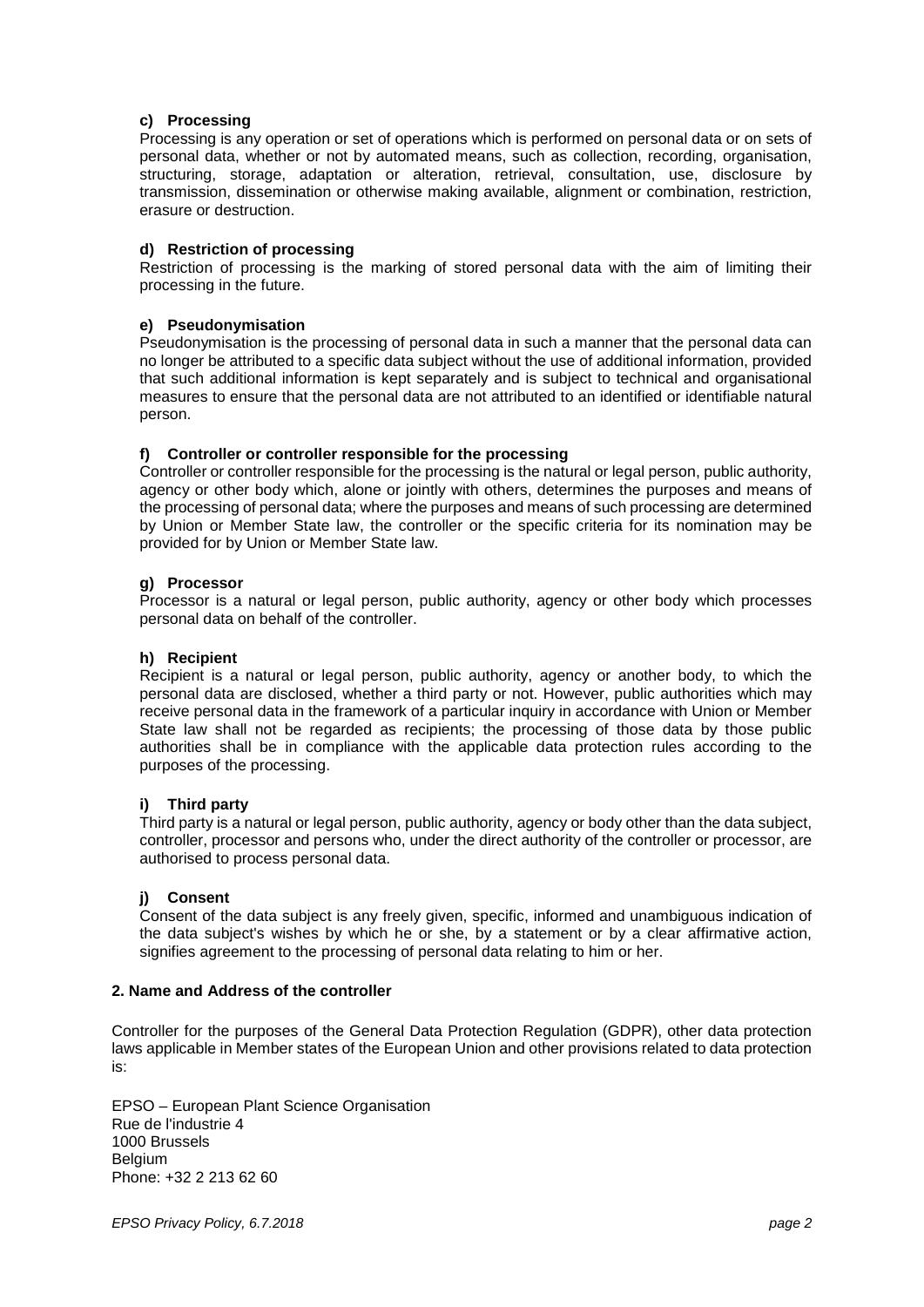#### c) Processing

Processing is any operation or set of operations which is performed on personal data or on sets of personal data, whether or not by automated means, such as collection, recording, organisation, structuring, storage, adaptation or alteration, retrieval, consultation, use, disclosure by transmission, dissemination or otherwise making available, alignment or combination, restriction, erasure or destruction.

#### d) Restriction of processing

Restriction of processing is the marking of stored personal data with the aim of limiting their processing in the future.

#### e) Pseudonymisation

Pseudonymisation is the processing of personal data in such a manner that the personal data can no longer be attributed to a specific data subject without the use of additional information, provided that such additional information is kept separately and is subject to technical and organisational measures to ensure that the personal data are not attributed to an identified or identifiable natural person.

#### f) Controller or controller responsible for the processing

Controller or controller responsible for the processing is the natural or legal person, public authority, agency or other body which, alone or jointly with others, determines the purposes and means of the processing of personal data; where the purposes and means of such processing are determined by Union or Member State law, the controller or the specific criteria for its nomination may be provided for by Union or Member State law.

#### g) Processor

Processor is a natural or legal person, public authority, agency or other body which processes personal data on behalf of the controller.

#### h) Recipient

Recipient is a natural or legal person, public authority, agency or another body, to which the personal data are disclosed, whether a third party or not. However, public authorities which may receive personal data in the framework of a particular inquiry in accordance with Union or Member State law shall not be regarded as recipients; the processing of those data by those public authorities shall be in compliance with the applicable data protection rules according to the purposes of the processing.

#### i) Third party

Third party is a natural or legal person, public authority, agency or body other than the data subject, controller, processor and persons who, under the direct authority of the controller or processor, are authorised to process personal data.

#### j) Consent

Consent of the data subject is any freely given, specific, informed and unambiguous indication of the data subject's wishes by which he or she, by a statement or by a clear affirmative action, signifies agreement to the processing of personal data relating to him or her.

### 2. Name and Address of the controller

Controller for the purposes of the General Data Protection Regulation (GDPR), other data protection laws applicable in Member states of the European Union and other provisions related to data protection is:

EPSO – European Plant Science Organisation  
Rue de l'industrie 4  
1000 Brussels  
Belgium  
Phone: +32 2 213 62 60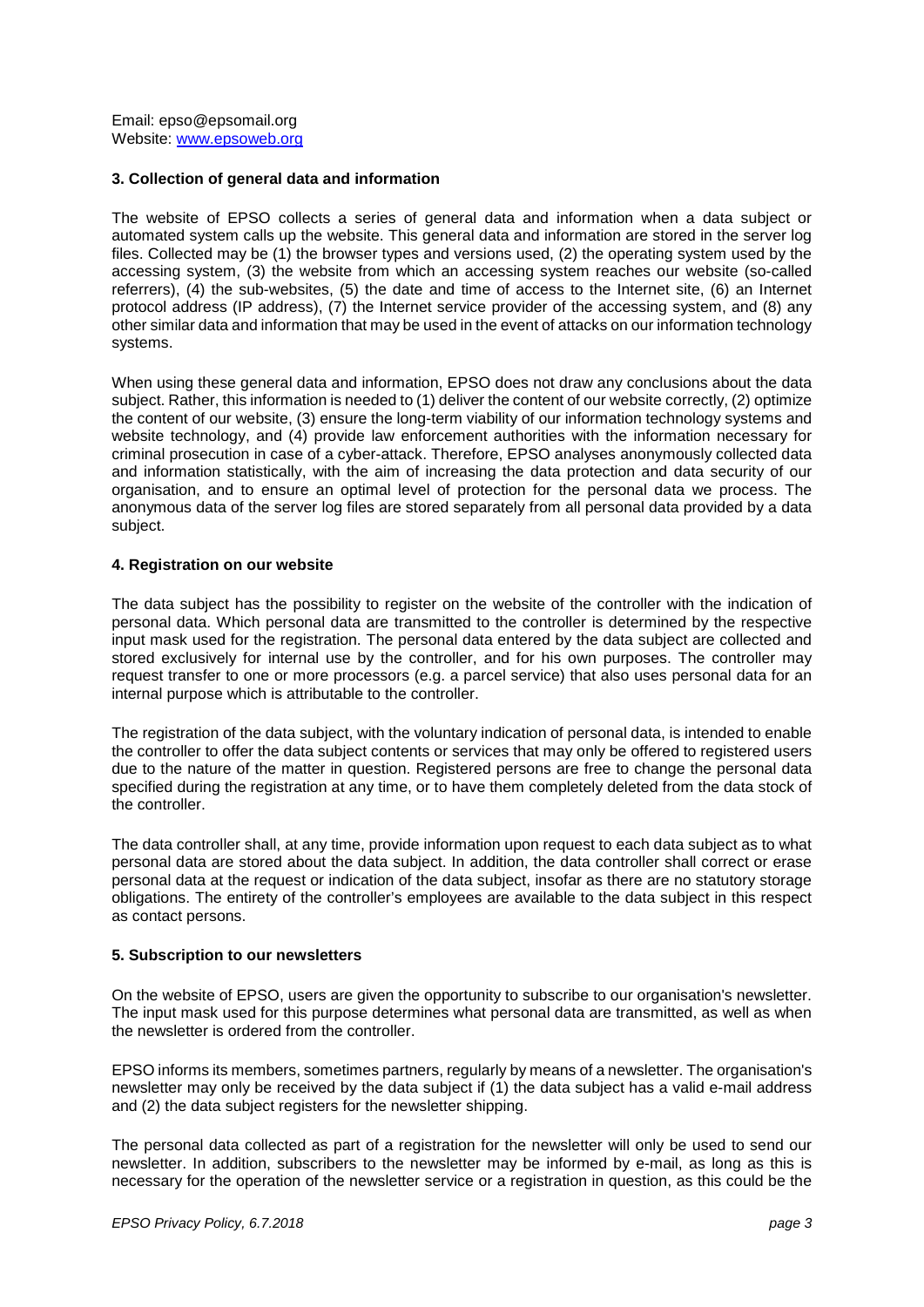Email: epso@epsomail.org
Website: [www.epsoweb.org](www.epsoweb.org)

### 3. Collection of general data and information

The website of EPSO collects a series of general data and information when a data subject or automated system calls up the website. This general data and information are stored in the server log files. Collected may be (1) the browser types and versions used, (2) the operating system used by the accessing system, (3) the website from which an accessing system reaches our website (so-called referrers), (4) the sub-websites, (5) the date and time of access to the Internet site, (6) an Internet protocol address (IP address), (7) the Internet service provider of the accessing system, and (8) any other similar data and information that may be used in the event of attacks on our information technology systems.

When using these general data and information, EPSO does not draw any conclusions about the data subject. Rather, this information is needed to (1) deliver the content of our website correctly, (2) optimize the content of our website, (3) ensure the long-term viability of our information technology systems and website technology, and (4) provide law enforcement authorities with the information necessary for criminal prosecution in case of a cyber-attack. Therefore, EPSO analyses anonymously collected data and information statistically, with the aim of increasing the data protection and data security of our organisation, and to ensure an optimal level of protection for the personal data we process. The anonymous data of the server log files are stored separately from all personal data provided by a data subject.

### 4. Registration on our website

The data subject has the possibility to register on the website of the controller with the indication of personal data. Which personal data are transmitted to the controller is determined by the respective input mask used for the registration. The personal data entered by the data subject are collected and stored exclusively for internal use by the controller, and for his own purposes. The controller may request transfer to one or more processors (e.g. a parcel service) that also uses personal data for an internal purpose which is attributable to the controller.

The registration of the data subject, with the voluntary indication of personal data, is intended to enable the controller to offer the data subject contents or services that may only be offered to registered users due to the nature of the matter in question. Registered persons are free to change the personal data specified during the registration at any time, or to have them completely deleted from the data stock of the controller.

The data controller shall, at any time, provide information upon request to each data subject as to what personal data are stored about the data subject. In addition, the data controller shall correct or erase personal data at the request or indication of the data subject, insofar as there are no statutory storage obligations. The entirety of the controller's employees are available to the data subject in this respect as contact persons.

### 5. Subscription to our newsletters

On the website of EPSO, users are given the opportunity to subscribe to our organisation's newsletter. The input mask used for this purpose determines what personal data are transmitted, as well as when the newsletter is ordered from the controller.

EPSO informs its members, sometimes partners, regularly by means of a newsletter. The organisation's newsletter may only be received by the data subject if (1) the data subject has a valid e-mail address and (2) the data subject registers for the newsletter shipping.

The personal data collected as part of a registration for the newsletter will only be used to send our newsletter. In addition, subscribers to the newsletter may be informed by e-mail, as long as this is necessary for the operation of the newsletter service or a registration in question, as this could be the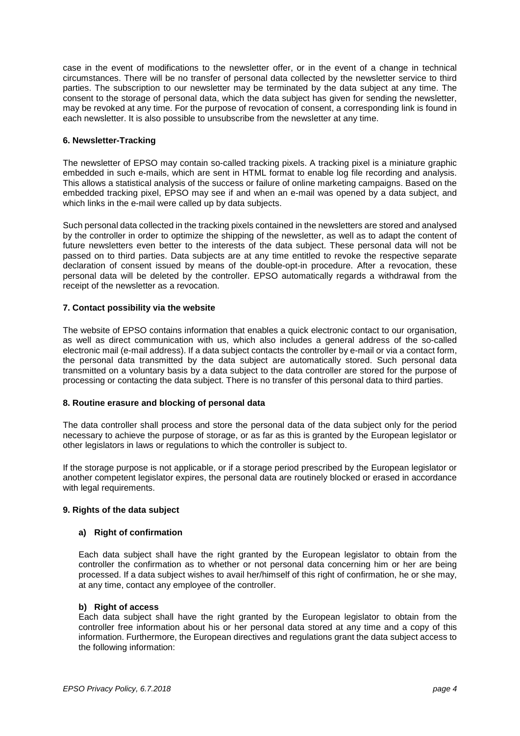case in the event of modifications to the newsletter offer, or in the event of a change in technical circumstances. There will be no transfer of personal data collected by the newsletter service to third parties. The subscription to our newsletter may be terminated by the data subject at any time. The consent to the storage of personal data, which the data subject has given for sending the newsletter, may be revoked at any time. For the purpose of revocation of consent, a corresponding link is found in each newsletter. It is also possible to unsubscribe from the newsletter at any time.

### 6. Newsletter-Tracking

The newsletter of EPSO may contain so-called tracking pixels. A tracking pixel is a miniature graphic embedded in such e-mails, which are sent in HTML format to enable log file recording and analysis. This allows a statistical analysis of the success or failure of online marketing campaigns. Based on the embedded tracking pixel, EPSO may see if and when an e-mail was opened by a data subject, and which links in the e-mail were called up by data subjects.

Such personal data collected in the tracking pixels contained in the newsletters are stored and analysed by the controller in order to optimize the shipping of the newsletter, as well as to adapt the content of future newsletters even better to the interests of the data subject. These personal data will not be passed on to third parties. Data subjects are at any time entitled to revoke the respective separate declaration of consent issued by means of the double-opt-in procedure. After a revocation, these personal data will be deleted by the controller. EPSO automatically regards a withdrawal from the receipt of the newsletter as a revocation.

### 7. Contact possibility via the website

The website of EPSO contains information that enables a quick electronic contact to our organisation, as well as direct communication with us, which also includes a general address of the so-called electronic mail (e-mail address). If a data subject contacts the controller by e-mail or via a contact form, the personal data transmitted by the data subject are automatically stored. Such personal data transmitted on a voluntary basis by a data subject to the data controller are stored for the purpose of processing or contacting the data subject. There is no transfer of this personal data to third parties.

### 8. Routine erasure and blocking of personal data

The data controller shall process and store the personal data of the data subject only for the period necessary to achieve the purpose of storage, or as far as this is granted by the European legislator or other legislators in laws or regulations to which the controller is subject to.

If the storage purpose is not applicable, or if a storage period prescribed by the European legislator or another competent legislator expires, the personal data are routinely blocked or erased in accordance with legal requirements.

### 9. Rights of the data subject

#### a) Right of confirmation

Each data subject shall have the right granted by the European legislator to obtain from the controller the confirmation as to whether or not personal data concerning him or her are being processed. If a data subject wishes to avail her/himself of this right of confirmation, he or she may, at any time, contact any employee of the controller.

#### b) Right of access

Each data subject shall have the right granted by the European legislator to obtain from the controller free information about his or her personal data stored at any time and a copy of this information. Furthermore, the European directives and regulations grant the data subject access to the following information: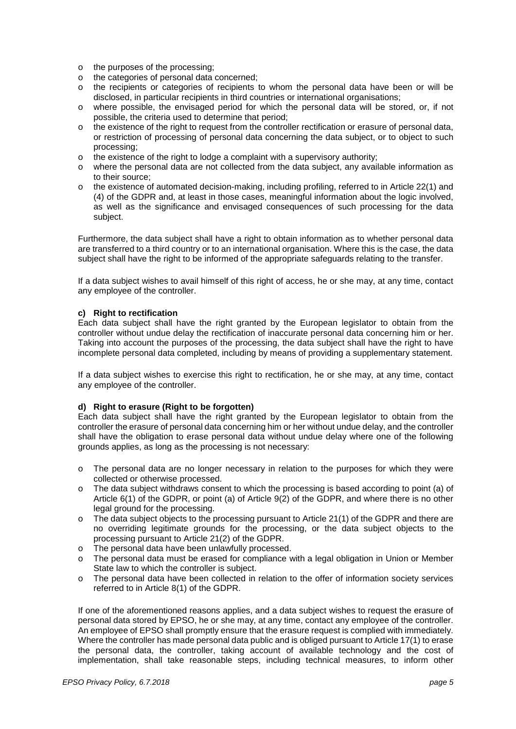- the purposes of the processing;
- the categories of personal data concerned;
- the recipients or categories of recipients to whom the personal data have been or will be disclosed, in particular recipients in third countries or international organisations;
- where possible, the envisaged period for which the personal data will be stored, or, if not possible, the criteria used to determine that period;
- the existence of the right to request from the controller rectification or erasure of personal data, or restriction of processing of personal data concerning the data subject, or to object to such processing;
- the existence of the right to lodge a complaint with a supervisory authority;
- where the personal data are not collected from the data subject, any available information as to their source;
- the existence of automated decision-making, including profiling, referred to in Article 22(1) and (4) of the GDPR and, at least in those cases, meaningful information about the logic involved, as well as the significance and envisaged consequences of such processing for the data subject.

Furthermore, the data subject shall have a right to obtain information as to whether personal data are transferred to a third country or to an international organisation. Where this is the case, the data subject shall have the right to be informed of the appropriate safeguards relating to the transfer.

If a data subject wishes to avail himself of this right of access, he or she may, at any time, contact any employee of the controller.

**c) Right to rectification**

Each data subject shall have the right granted by the European legislator to obtain from the controller without undue delay the rectification of inaccurate personal data concerning him or her. Taking into account the purposes of the processing, the data subject shall have the right to have incomplete personal data completed, including by means of providing a supplementary statement.

If a data subject wishes to exercise this right to rectification, he or she may, at any time, contact any employee of the controller.

**d) Right to erasure (Right to be forgotten)**

Each data subject shall have the right granted by the European legislator to obtain from the controller the erasure of personal data concerning him or her without undue delay, and the controller shall have the obligation to erase personal data without undue delay where one of the following grounds applies, as long as the processing is not necessary:

- The personal data are no longer necessary in relation to the purposes for which they were collected or otherwise processed.
- The data subject withdraws consent to which the processing is based according to point (a) of Article 6(1) of the GDPR, or point (a) of Article 9(2) of the GDPR, and where there is no other legal ground for the processing.
- The data subject objects to the processing pursuant to Article 21(1) of the GDPR and there are no overriding legitimate grounds for the processing, or the data subject objects to the processing pursuant to Article 21(2) of the GDPR.
- The personal data have been unlawfully processed.
- The personal data must be erased for compliance with a legal obligation in Union or Member State law to which the controller is subject.
- The personal data have been collected in relation to the offer of information society services referred to in Article 8(1) of the GDPR.

If one of the aforementioned reasons applies, and a data subject wishes to request the erasure of personal data stored by EPSO, he or she may, at any time, contact any employee of the controller. An employee of EPSO shall promptly ensure that the erasure request is complied with immediately. Where the controller has made personal data public and is obliged pursuant to Article 17(1) to erase the personal data, the controller, taking account of available technology and the cost of implementation, shall take reasonable steps, including technical measures, to inform other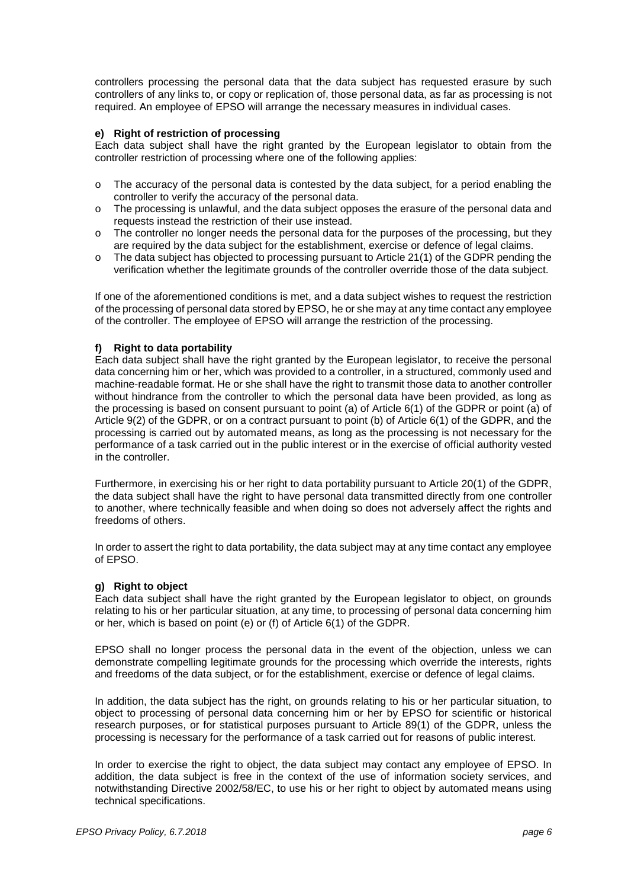controllers processing the personal data that the data subject has requested erasure by such controllers of any links to, or copy or replication of, those personal data, as far as processing is not required. An employee of EPSO will arrange the necessary measures in individual cases.

**e) Right of restriction of processing**

Each data subject shall have the right granted by the European legislator to obtain from the controller restriction of processing where one of the following applies:

- The accuracy of the personal data is contested by the data subject, for a period enabling the controller to verify the accuracy of the personal data.
- The processing is unlawful, and the data subject opposes the erasure of the personal data and requests instead the restriction of their use instead.
- The controller no longer needs the personal data for the purposes of the processing, but they are required by the data subject for the establishment, exercise or defence of legal claims.
- The data subject has objected to processing pursuant to Article 21(1) of the GDPR pending the verification whether the legitimate grounds of the controller override those of the data subject.

If one of the aforementioned conditions is met, and a data subject wishes to request the restriction of the processing of personal data stored by EPSO, he or she may at any time contact any employee of the controller. The employee of EPSO will arrange the restriction of the processing.

**f) Right to data portability**

Each data subject shall have the right granted by the European legislator, to receive the personal data concerning him or her, which was provided to a controller, in a structured, commonly used and machine-readable format. He or she shall have the right to transmit those data to another controller without hindrance from the controller to which the personal data have been provided, as long as the processing is based on consent pursuant to point (a) of Article 6(1) of the GDPR or point (a) of Article 9(2) of the GDPR, or on a contract pursuant to point (b) of Article 6(1) of the GDPR, and the processing is carried out by automated means, as long as the processing is not necessary for the performance of a task carried out in the public interest or in the exercise of official authority vested in the controller.

Furthermore, in exercising his or her right to data portability pursuant to Article 20(1) of the GDPR, the data subject shall have the right to have personal data transmitted directly from one controller to another, where technically feasible and when doing so does not adversely affect the rights and freedoms of others.

In order to assert the right to data portability, the data subject may at any time contact any employee of EPSO.

**g) Right to object**

Each data subject shall have the right granted by the European legislator to object, on grounds relating to his or her particular situation, at any time, to processing of personal data concerning him or her, which is based on point (e) or (f) of Article 6(1) of the GDPR.

EPSO shall no longer process the personal data in the event of the objection, unless we can demonstrate compelling legitimate grounds for the processing which override the interests, rights and freedoms of the data subject, or for the establishment, exercise or defence of legal claims.

In addition, the data subject has the right, on grounds relating to his or her particular situation, to object to processing of personal data concerning him or her by EPSO for scientific or historical research purposes, or for statistical purposes pursuant to Article 89(1) of the GDPR, unless the processing is necessary for the performance of a task carried out for reasons of public interest.

In order to exercise the right to object, the data subject may contact any employee of EPSO. In addition, the data subject is free in the context of the use of information society services, and notwithstanding Directive 2002/58/EC, to use his or her right to object by automated means using technical specifications.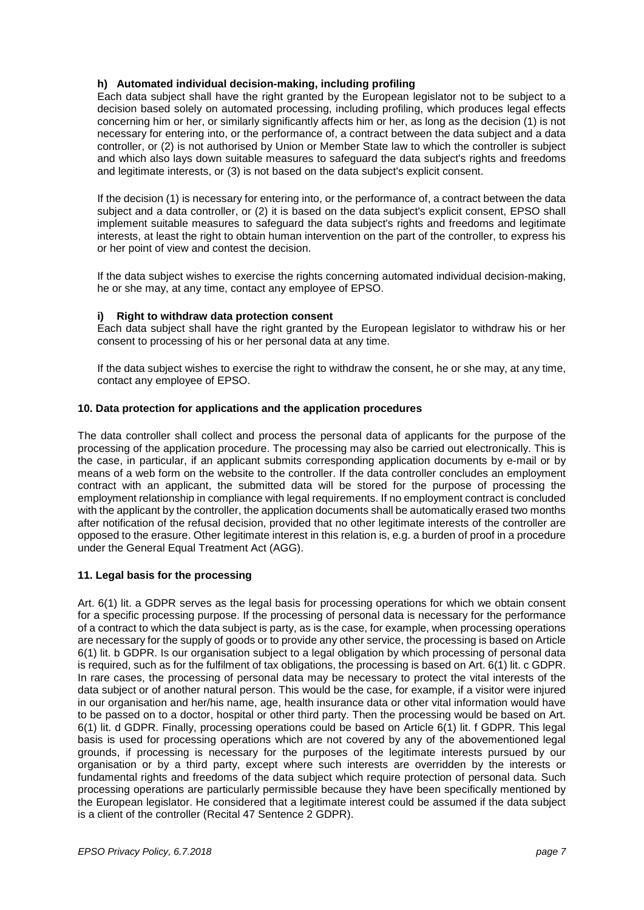#### h) Automated individual decision-making, including profiling

Each data subject shall have the right granted by the European legislator not to be subject to a decision based solely on automated processing, including profiling, which produces legal effects concerning him or her, or similarly significantly affects him or her, as long as the decision (1) is not necessary for entering into, or the performance of, a contract between the data subject and a data controller, or (2) is not authorised by Union or Member State law to which the controller is subject and which also lays down suitable measures to safeguard the data subject's rights and freedoms and legitimate interests, or (3) is not based on the data subject's explicit consent.

If the decision (1) is necessary for entering into, or the performance of, a contract between the data subject and a data controller, or (2) it is based on the data subject's explicit consent, EPSO shall implement suitable measures to safeguard the data subject's rights and freedoms and legitimate interests, at least the right to obtain human intervention on the part of the controller, to express his or her point of view and contest the decision.

If the data subject wishes to exercise the rights concerning automated individual decision-making, he or she may, at any time, contact any employee of EPSO.

#### i) Right to withdraw data protection consent

Each data subject shall have the right granted by the European legislator to withdraw his or her consent to processing of his or her personal data at any time.

If the data subject wishes to exercise the right to withdraw the consent, he or she may, at any time, contact any employee of EPSO.

### 10. Data protection for applications and the application procedures

The data controller shall collect and process the personal data of applicants for the purpose of the processing of the application procedure. The processing may also be carried out electronically. This is the case, in particular, if an applicant submits corresponding application documents by e-mail or by means of a web form on the website to the controller. If the data controller concludes an employment contract with an applicant, the submitted data will be stored for the purpose of processing the employment relationship in compliance with legal requirements. If no employment contract is concluded with the applicant by the controller, the application documents shall be automatically erased two months after notification of the refusal decision, provided that no other legitimate interests of the controller are opposed to the erasure. Other legitimate interest in this relation is, e.g. a burden of proof in a procedure under the General Equal Treatment Act (AGG).

### 11. Legal basis for the processing

Art. 6(1) lit. a GDPR serves as the legal basis for processing operations for which we obtain consent for a specific processing purpose. If the processing of personal data is necessary for the performance of a contract to which the data subject is party, as is the case, for example, when processing operations are necessary for the supply of goods or to provide any other service, the processing is based on Article 6(1) lit. b GDPR. Is our organisation subject to a legal obligation by which processing of personal data is required, such as for the fulfilment of tax obligations, the processing is based on Art. 6(1) lit. c GDPR. In rare cases, the processing of personal data may be necessary to protect the vital interests of the data subject or of another natural person. This would be the case, for example, if a visitor were injured in our organisation and her/his name, age, health insurance data or other vital information would have to be passed on to a doctor, hospital or other third party. Then the processing would be based on Art. 6(1) lit. d GDPR. Finally, processing operations could be based on Article 6(1) lit. f GDPR. This legal basis is used for processing operations which are not covered by any of the abovementioned legal grounds, if processing is necessary for the purposes of the legitimate interests pursued by our organisation or by a third party, except where such interests are overridden by the interests or fundamental rights and freedoms of the data subject which require protection of personal data. Such processing operations are particularly permissible because they have been specifically mentioned by the European legislator. He considered that a legitimate interest could be assumed if the data subject is a client of the controller (Recital 47 Sentence 2 GDPR).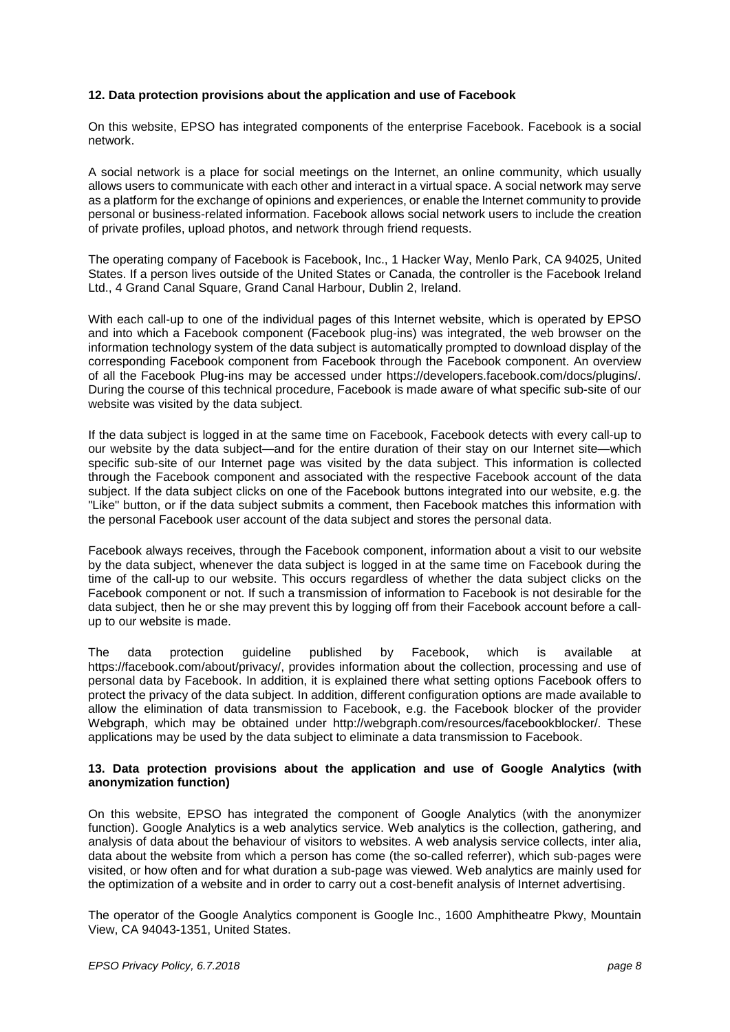**12. Data protection provisions about the application and use of Facebook**

On this website, EPSO has integrated components of the enterprise Facebook. Facebook is a social network.

A social network is a place for social meetings on the Internet, an online community, which usually allows users to communicate with each other and interact in a virtual space. A social network may serve as a platform for the exchange of opinions and experiences, or enable the Internet community to provide personal or business-related information. Facebook allows social network users to include the creation of private profiles, upload photos, and network through friend requests.

The operating company of Facebook is Facebook, Inc., 1 Hacker Way, Menlo Park, CA 94025, United States. If a person lives outside of the United States or Canada, the controller is the Facebook Ireland Ltd., 4 Grand Canal Square, Grand Canal Harbour, Dublin 2, Ireland.

With each call-up to one of the individual pages of this Internet website, which is operated by EPSO and into which a Facebook component (Facebook plug-ins) was integrated, the web browser on the information technology system of the data subject is automatically prompted to download display of the corresponding Facebook component from Facebook through the Facebook component. An overview of all the Facebook Plug-ins may be accessed under https://developers.facebook.com/docs/plugins/. During the course of this technical procedure, Facebook is made aware of what specific sub-site of our website was visited by the data subject.

If the data subject is logged in at the same time on Facebook, Facebook detects with every call-up to our website by the data subject—and for the entire duration of their stay on our Internet site—which specific sub-site of our Internet page was visited by the data subject. This information is collected through the Facebook component and associated with the respective Facebook account of the data subject. If the data subject clicks on one of the Facebook buttons integrated into our website, e.g. the "Like" button, or if the data subject submits a comment, then Facebook matches this information with the personal Facebook user account of the data subject and stores the personal data.

Facebook always receives, through the Facebook component, information about a visit to our website by the data subject, whenever the data subject is logged in at the same time on Facebook during the time of the call-up to our website. This occurs regardless of whether the data subject clicks on the Facebook component or not. If such a transmission of information to Facebook is not desirable for the data subject, then he or she may prevent this by logging off from their Facebook account before a call-up to our website is made.

The data protection guideline published by Facebook, which is available at https://facebook.com/about/privacy/, provides information about the collection, processing and use of personal data by Facebook. In addition, it is explained there what setting options Facebook offers to protect the privacy of the data subject. In addition, different configuration options are made available to allow the elimination of data transmission to Facebook, e.g. the Facebook blocker of the provider Webgraph, which may be obtained under http://webgraph.com/resources/facebookblocker/. These applications may be used by the data subject to eliminate a data transmission to Facebook.

**13. Data protection provisions about the application and use of Google Analytics (with anonymization function)**

On this website, EPSO has integrated the component of Google Analytics (with the anonymizer function). Google Analytics is a web analytics service. Web analytics is the collection, gathering, and analysis of data about the behaviour of visitors to websites. A web analysis service collects, inter alia, data about the website from which a person has come (the so-called referrer), which sub-pages were visited, or how often and for what duration a sub-page was viewed. Web analytics are mainly used for the optimization of a website and in order to carry out a cost-benefit analysis of Internet advertising.

The operator of the Google Analytics component is Google Inc., 1600 Amphitheatre Pkwy, Mountain View, CA 94043-1351, United States.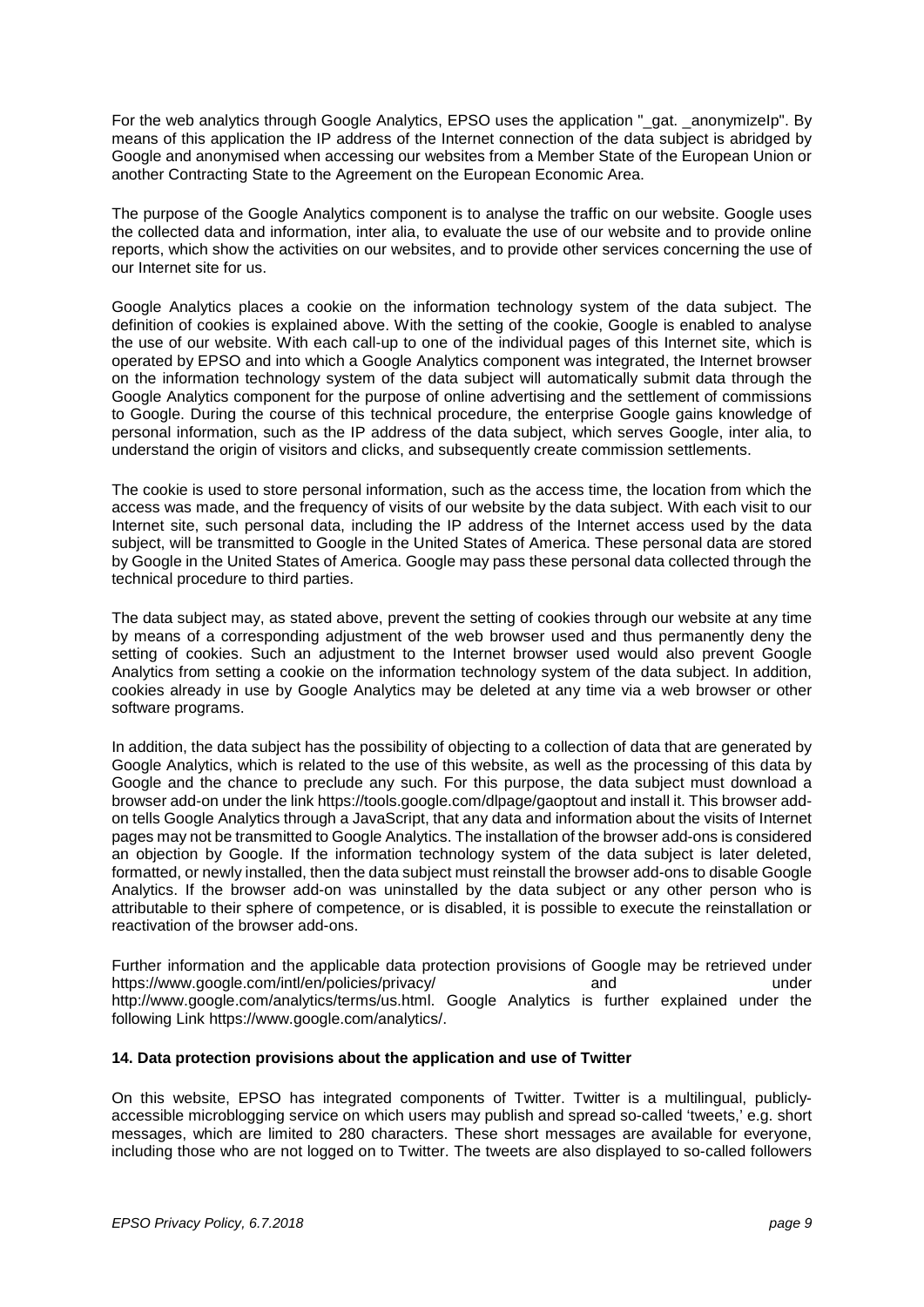For the web analytics through Google Analytics, EPSO uses the application "_gat. _anonymizeIp". By means of this application the IP address of the Internet connection of the data subject is abridged by Google and anonymised when accessing our websites from a Member State of the European Union or another Contracting State to the Agreement on the European Economic Area.

The purpose of the Google Analytics component is to analyse the traffic on our website. Google uses the collected data and information, inter alia, to evaluate the use of our website and to provide online reports, which show the activities on our websites, and to provide other services concerning the use of our Internet site for us.

Google Analytics places a cookie on the information technology system of the data subject. The definition of cookies is explained above. With the setting of the cookie, Google is enabled to analyse the use of our website. With each call-up to one of the individual pages of this Internet site, which is operated by EPSO and into which a Google Analytics component was integrated, the Internet browser on the information technology system of the data subject will automatically submit data through the Google Analytics component for the purpose of online advertising and the settlement of commissions to Google. During the course of this technical procedure, the enterprise Google gains knowledge of personal information, such as the IP address of the data subject, which serves Google, inter alia, to understand the origin of visitors and clicks, and subsequently create commission settlements.

The cookie is used to store personal information, such as the access time, the location from which the access was made, and the frequency of visits of our website by the data subject. With each visit to our Internet site, such personal data, including the IP address of the Internet access used by the data subject, will be transmitted to Google in the United States of America. These personal data are stored by Google in the United States of America. Google may pass these personal data collected through the technical procedure to third parties.

The data subject may, as stated above, prevent the setting of cookies through our website at any time by means of a corresponding adjustment of the web browser used and thus permanently deny the setting of cookies. Such an adjustment to the Internet browser used would also prevent Google Analytics from setting a cookie on the information technology system of the data subject. In addition, cookies already in use by Google Analytics may be deleted at any time via a web browser or other software programs.

In addition, the data subject has the possibility of objecting to a collection of data that are generated by Google Analytics, which is related to the use of this website, as well as the processing of this data by Google and the chance to preclude any such. For this purpose, the data subject must download a browser add-on under the link https://tools.google.com/dlpage/gaoptout and install it. This browser add-on tells Google Analytics through a JavaScript, that any data and information about the visits of Internet pages may not be transmitted to Google Analytics. The installation of the browser add-ons is considered an objection by Google. If the information technology system of the data subject is later deleted, formatted, or newly installed, then the data subject must reinstall the browser add-ons to disable Google Analytics. If the browser add-on was uninstalled by the data subject or any other person who is attributable to their sphere of competence, or is disabled, it is possible to execute the reinstallation or reactivation of the browser add-ons.

Further information and the applicable data protection provisions of Google may be retrieved under https://www.google.com/intl/en/policies/privacy/ and under http://www.google.com/analytics/terms/us.html. Google Analytics is further explained under the following Link https://www.google.com/analytics/.

**14. Data protection provisions about the application and use of Twitter**

On this website, EPSO has integrated components of Twitter. Twitter is a multilingual, publicly-accessible microblogging service on which users may publish and spread so-called 'tweets,' e.g. short messages, which are limited to 280 characters. These short messages are available for everyone, including those who are not logged on to Twitter. The tweets are also displayed to so-called followers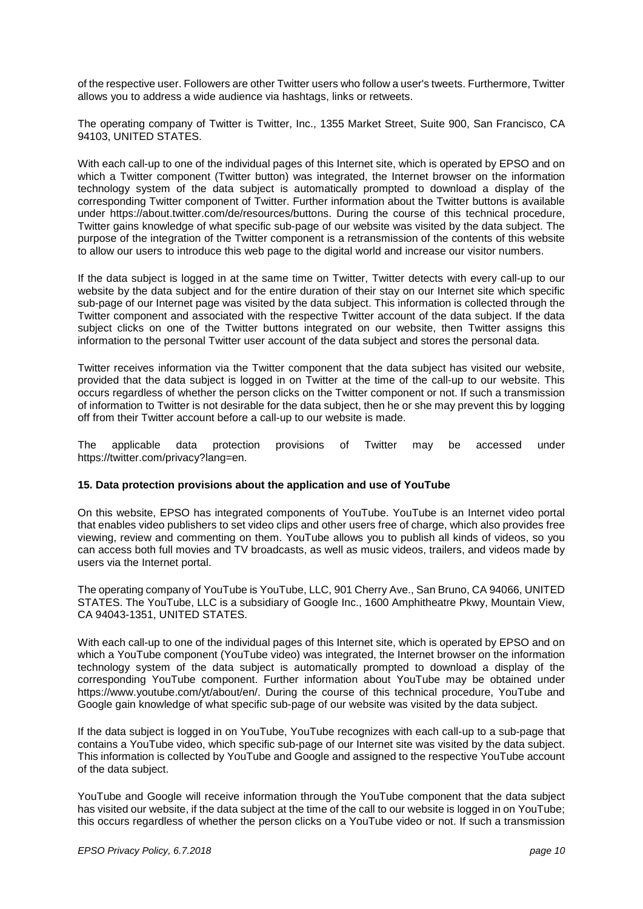of the respective user. Followers are other Twitter users who follow a user's tweets. Furthermore, Twitter allows you to address a wide audience via hashtags, links or retweets.

The operating company of Twitter is Twitter, Inc., 1355 Market Street, Suite 900, San Francisco, CA 94103, UNITED STATES.

With each call-up to one of the individual pages of this Internet site, which is operated by EPSO and on which a Twitter component (Twitter button) was integrated, the Internet browser on the information technology system of the data subject is automatically prompted to download a display of the corresponding Twitter component of Twitter. Further information about the Twitter buttons is available under https://about.twitter.com/de/resources/buttons. During the course of this technical procedure, Twitter gains knowledge of what specific sub-page of our website was visited by the data subject. The purpose of the integration of the Twitter component is a retransmission of the contents of this website to allow our users to introduce this web page to the digital world and increase our visitor numbers.

If the data subject is logged in at the same time on Twitter, Twitter detects with every call-up to our website by the data subject and for the entire duration of their stay on our Internet site which specific sub-page of our Internet page was visited by the data subject. This information is collected through the Twitter component and associated with the respective Twitter account of the data subject. If the data subject clicks on one of the Twitter buttons integrated on our website, then Twitter assigns this information to the personal Twitter user account of the data subject and stores the personal data.

Twitter receives information via the Twitter component that the data subject has visited our website, provided that the data subject is logged in on Twitter at the time of the call-up to our website. This occurs regardless of whether the person clicks on the Twitter component or not. If such a transmission of information to Twitter is not desirable for the data subject, then he or she may prevent this by logging off from their Twitter account before a call-up to our website is made.

The applicable data protection provisions of Twitter may be accessed under https://twitter.com/privacy?lang=en.

**15. Data protection provisions about the application and use of YouTube**

On this website, EPSO has integrated components of YouTube. YouTube is an Internet video portal that enables video publishers to set video clips and other users free of charge, which also provides free viewing, review and commenting on them. YouTube allows you to publish all kinds of videos, so you can access both full movies and TV broadcasts, as well as music videos, trailers, and videos made by users via the Internet portal.

The operating company of YouTube is YouTube, LLC, 901 Cherry Ave., San Bruno, CA 94066, UNITED STATES. The YouTube, LLC is a subsidiary of Google Inc., 1600 Amphitheatre Pkwy, Mountain View, CA 94043-1351, UNITED STATES.

With each call-up to one of the individual pages of this Internet site, which is operated by EPSO and on which a YouTube component (YouTube video) was integrated, the Internet browser on the information technology system of the data subject is automatically prompted to download a display of the corresponding YouTube component. Further information about YouTube may be obtained under https://www.youtube.com/yt/about/en/. During the course of this technical procedure, YouTube and Google gain knowledge of what specific sub-page of our website was visited by the data subject.

If the data subject is logged in on YouTube, YouTube recognizes with each call-up to a sub-page that contains a YouTube video, which specific sub-page of our Internet site was visited by the data subject. This information is collected by YouTube and Google and assigned to the respective YouTube account of the data subject.

YouTube and Google will receive information through the YouTube component that the data subject has visited our website, if the data subject at the time of the call to our website is logged in on YouTube; this occurs regardless of whether the person clicks on a YouTube video or not. If such a transmission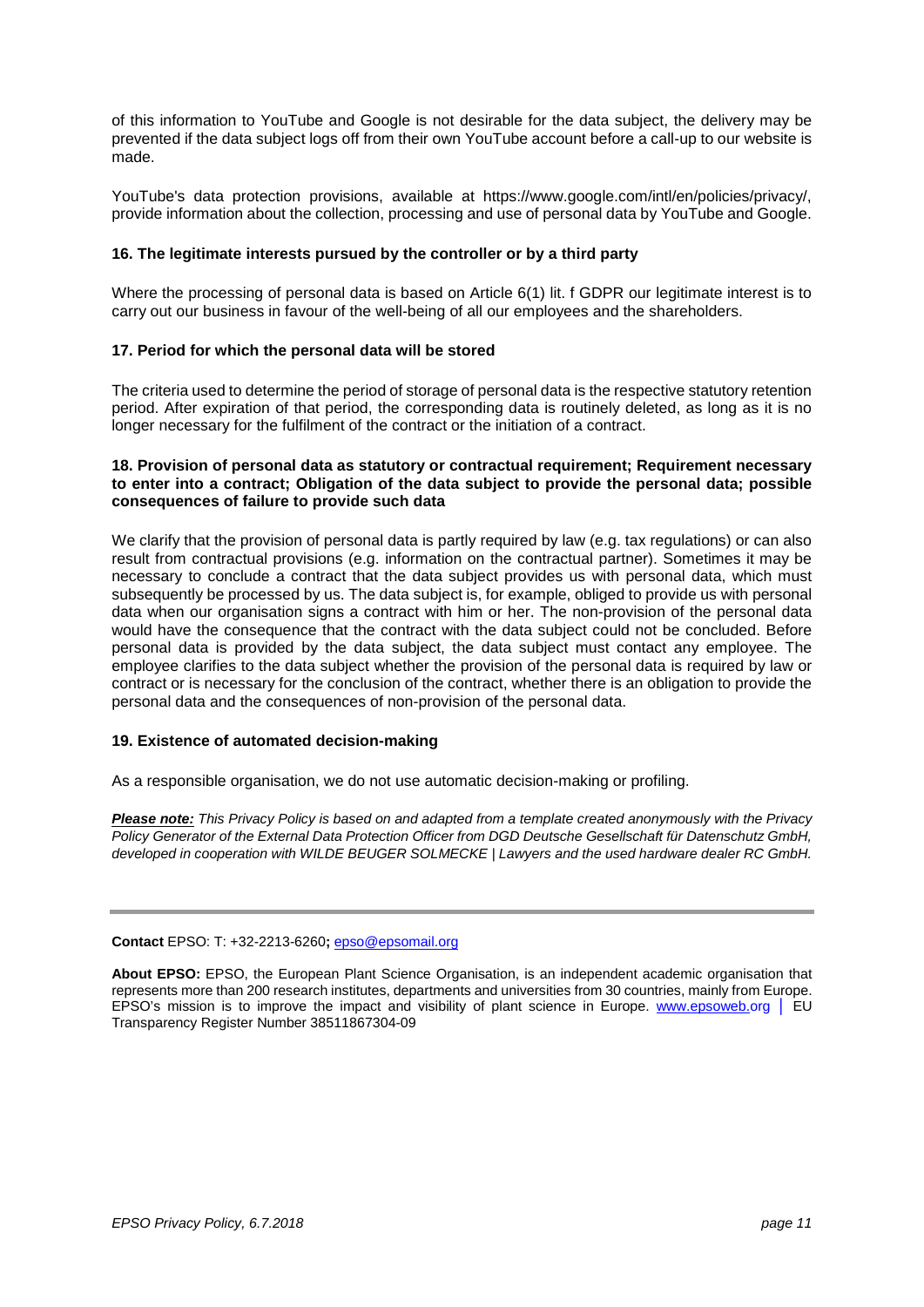of this information to YouTube and Google is not desirable for the data subject, the delivery may be prevented if the data subject logs off from their own YouTube account before a call-up to our website is made.

YouTube's data protection provisions, available at https://www.google.com/intl/en/policies/privacy/, provide information about the collection, processing and use of personal data by YouTube and Google.

### 16. The legitimate interests pursued by the controller or by a third party

Where the processing of personal data is based on Article 6(1) lit. f GDPR our legitimate interest is to carry out our business in favour of the well-being of all our employees and the shareholders.

### 17. Period for which the personal data will be stored

The criteria used to determine the period of storage of personal data is the respective statutory retention period. After expiration of that period, the corresponding data is routinely deleted, as long as it is no longer necessary for the fulfilment of the contract or the initiation of a contract.

### 18. Provision of personal data as statutory or contractual requirement; Requirement necessary to enter into a contract; Obligation of the data subject to provide the personal data; possible consequences of failure to provide such data

We clarify that the provision of personal data is partly required by law (e.g. tax regulations) or can also result from contractual provisions (e.g. information on the contractual partner). Sometimes it may be necessary to conclude a contract that the data subject provides us with personal data, which must subsequently be processed by us. The data subject is, for example, obliged to provide us with personal data when our organisation signs a contract with him or her. The non-provision of the personal data would have the consequence that the contract with the data subject could not be concluded. Before personal data is provided by the data subject, the data subject must contact any employee. The employee clarifies to the data subject whether the provision of the personal data is required by law or contract or is necessary for the conclusion of the contract, whether there is an obligation to provide the personal data and the consequences of non-provision of the personal data.

### 19. Existence of automated decision-making

As a responsible organisation, we do not use automatic decision-making or profiling.

***Please note:*** *This Privacy Policy is based on and adapted from a template created anonymously with the Privacy Policy Generator of the External Data Protection Officer from DGD Deutsche Gesellschaft für Datenschutz GmbH, developed in cooperation with WILDE BEUGER SOLMECKE | Lawyers and the used hardware dealer RC GmbH.*

---

**Contact** EPSO: T: +32-2213-6260**;** epso@epsomail.org

**About EPSO:** EPSO, the European Plant Science Organisation, is an independent academic organisation that represents more than 200 research institutes, departments and universities from 30 countries, mainly from Europe. EPSO's mission is to improve the impact and visibility of plant science in Europe. www.epsoweb.org | EU Transparency Register Number 38511867304-09